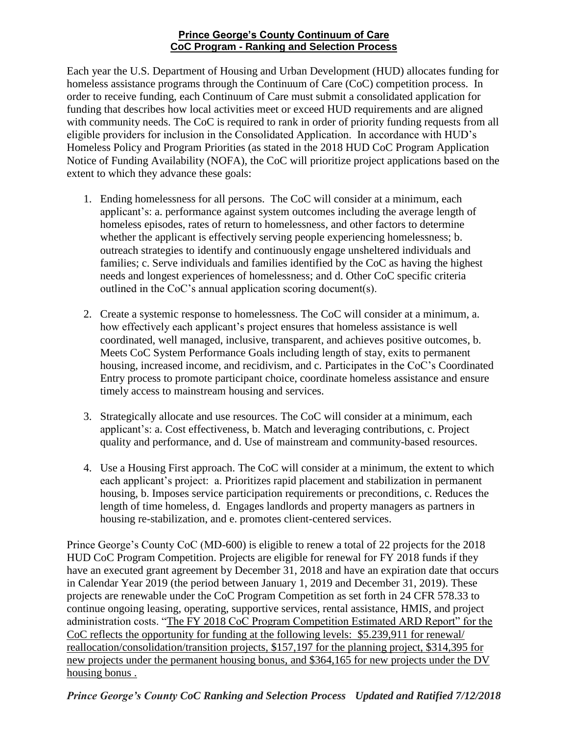**Prince George's County Continuum of Care**
**CoC Program - Ranking and Selection Process**

Each year the U.S. Department of Housing and Urban Development (HUD) allocates funding for homeless assistance programs through the Continuum of Care (CoC) competition process. In order to receive funding, each Continuum of Care must submit a consolidated application for funding that describes how local activities meet or exceed HUD requirements and are aligned with community needs. The CoC is required to rank in order of priority funding requests from all eligible providers for inclusion in the Consolidated Application. In accordance with HUD's Homeless Policy and Program Priorities (as stated in the 2018 HUD CoC Program Application Notice of Funding Availability (NOFA), the CoC will prioritize project applications based on the extent to which they advance these goals:

1. Ending homelessness for all persons. The CoC will consider at a minimum, each applicant's: a. performance against system outcomes including the average length of homeless episodes, rates of return to homelessness, and other factors to determine whether the applicant is effectively serving people experiencing homelessness; b. outreach strategies to identify and continuously engage unsheltered individuals and families; c. Serve individuals and families identified by the CoC as having the highest needs and longest experiences of homelessness; and d. Other CoC specific criteria outlined in the CoC's annual application scoring document(s).

2. Create a systemic response to homelessness. The CoC will consider at a minimum, a. how effectively each applicant's project ensures that homeless assistance is well coordinated, well managed, inclusive, transparent, and achieves positive outcomes, b. Meets CoC System Performance Goals including length of stay, exits to permanent housing, increased income, and recidivism, and c. Participates in the CoC's Coordinated Entry process to promote participant choice, coordinate homeless assistance and ensure timely access to mainstream housing and services.

3. Strategically allocate and use resources. The CoC will consider at a minimum, each applicant's: a. Cost effectiveness, b. Match and leveraging contributions, c. Project quality and performance, and d. Use of mainstream and community-based resources.

4. Use a Housing First approach. The CoC will consider at a minimum, the extent to which each applicant's project: a. Prioritizes rapid placement and stabilization in permanent housing, b. Imposes service participation requirements or preconditions, c. Reduces the length of time homeless, d. Engages landlords and property managers as partners in housing re-stabilization, and e. promotes client-centered services.

Prince George's County CoC (MD-600) is eligible to renew a total of 22 projects for the 2018 HUD CoC Program Competition. Projects are eligible for renewal for FY 2018 funds if they have an executed grant agreement by December 31, 2018 and have an expiration date that occurs in Calendar Year 2019 (the period between January 1, 2019 and December 31, 2019). These projects are renewable under the CoC Program Competition as set forth in 24 CFR 578.33 to continue ongoing leasing, operating, supportive services, rental assistance, HMIS, and project administration costs. "The FY 2018 CoC Program Competition Estimated ARD Report" for the CoC reflects the opportunity for funding at the following levels: $5.239,911 for renewal/ reallocation/consolidation/transition projects, $157,197 for the planning project, $314,395 for new projects under the permanent housing bonus, and $364,165 for new projects under the DV housing bonus .

*Prince George's County CoC Ranking and Selection Process Updated and Ratified 7/12/2018*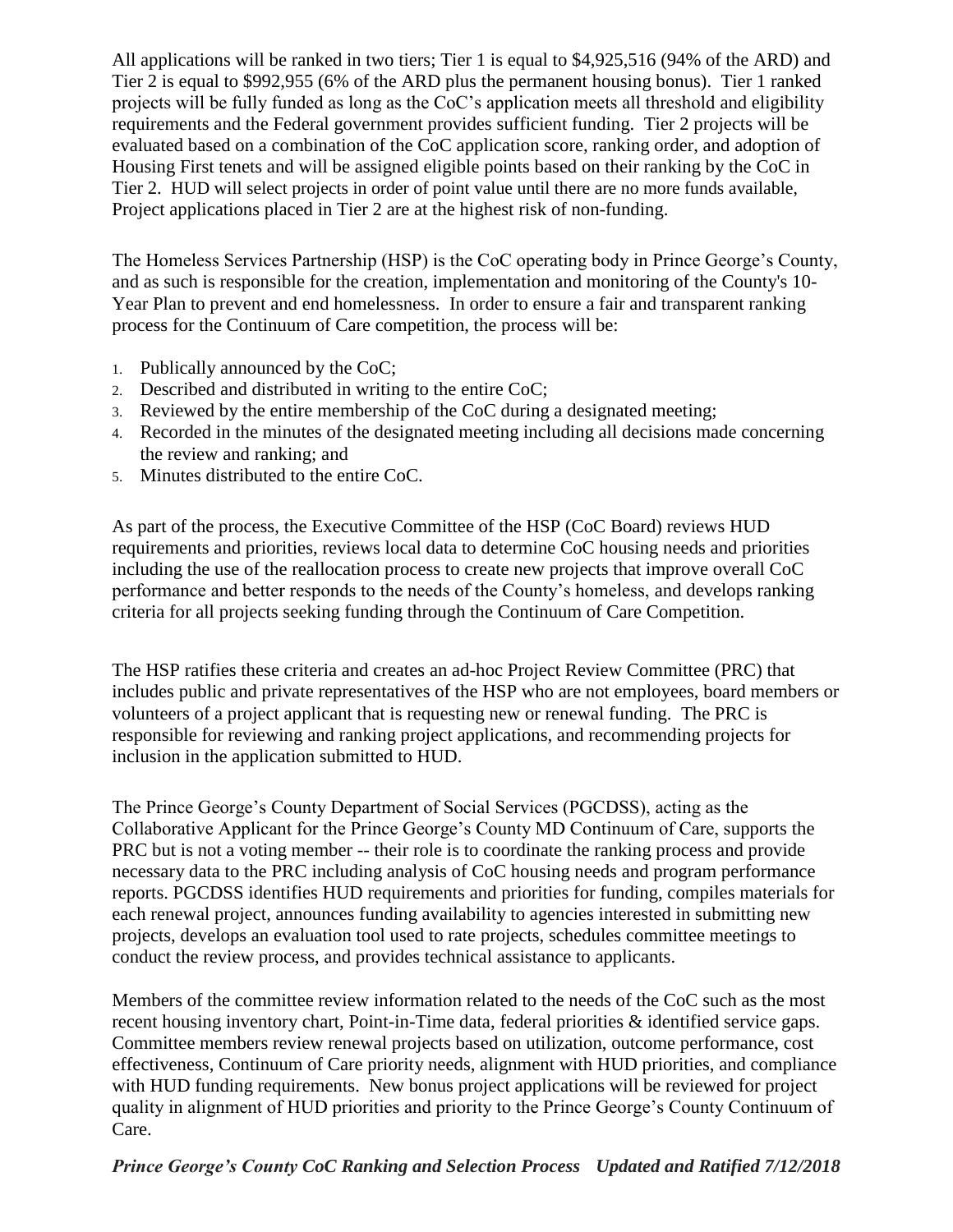All applications will be ranked in two tiers; Tier 1 is equal to $4,925,516 (94% of the ARD) and Tier 2 is equal to $992,955 (6% of the ARD plus the permanent housing bonus). Tier 1 ranked projects will be fully funded as long as the CoC's application meets all threshold and eligibility requirements and the Federal government provides sufficient funding. Tier 2 projects will be evaluated based on a combination of the CoC application score, ranking order, and adoption of Housing First tenets and will be assigned eligible points based on their ranking by the CoC in Tier 2. HUD will select projects in order of point value until there are no more funds available, Project applications placed in Tier 2 are at the highest risk of non-funding.

The Homeless Services Partnership (HSP) is the CoC operating body in Prince George's County, and as such is responsible for the creation, implementation and monitoring of the County's 10-Year Plan to prevent and end homelessness. In order to ensure a fair and transparent ranking process for the Continuum of Care competition, the process will be:

1. Publically announced by the CoC;
2. Described and distributed in writing to the entire CoC;
3. Reviewed by the entire membership of the CoC during a designated meeting;
4. Recorded in the minutes of the designated meeting including all decisions made concerning the review and ranking; and
5. Minutes distributed to the entire CoC.

As part of the process, the Executive Committee of the HSP (CoC Board) reviews HUD requirements and priorities, reviews local data to determine CoC housing needs and priorities including the use of the reallocation process to create new projects that improve overall CoC performance and better responds to the needs of the County's homeless, and develops ranking criteria for all projects seeking funding through the Continuum of Care Competition.

The HSP ratifies these criteria and creates an ad-hoc Project Review Committee (PRC) that includes public and private representatives of the HSP who are not employees, board members or volunteers of a project applicant that is requesting new or renewal funding. The PRC is responsible for reviewing and ranking project applications, and recommending projects for inclusion in the application submitted to HUD.

The Prince George's County Department of Social Services (PGCDSS), acting as the Collaborative Applicant for the Prince George's County MD Continuum of Care, supports the PRC but is not a voting member -- their role is to coordinate the ranking process and provide necessary data to the PRC including analysis of CoC housing needs and program performance reports. PGCDSS identifies HUD requirements and priorities for funding, compiles materials for each renewal project, announces funding availability to agencies interested in submitting new projects, develops an evaluation tool used to rate projects, schedules committee meetings to conduct the review process, and provides technical assistance to applicants.

Members of the committee review information related to the needs of the CoC such as the most recent housing inventory chart, Point-in-Time data, federal priorities & identified service gaps. Committee members review renewal projects based on utilization, outcome performance, cost effectiveness, Continuum of Care priority needs, alignment with HUD priorities, and compliance with HUD funding requirements. New bonus project applications will be reviewed for project quality in alignment of HUD priorities and priority to the Prince George's County Continuum of Care.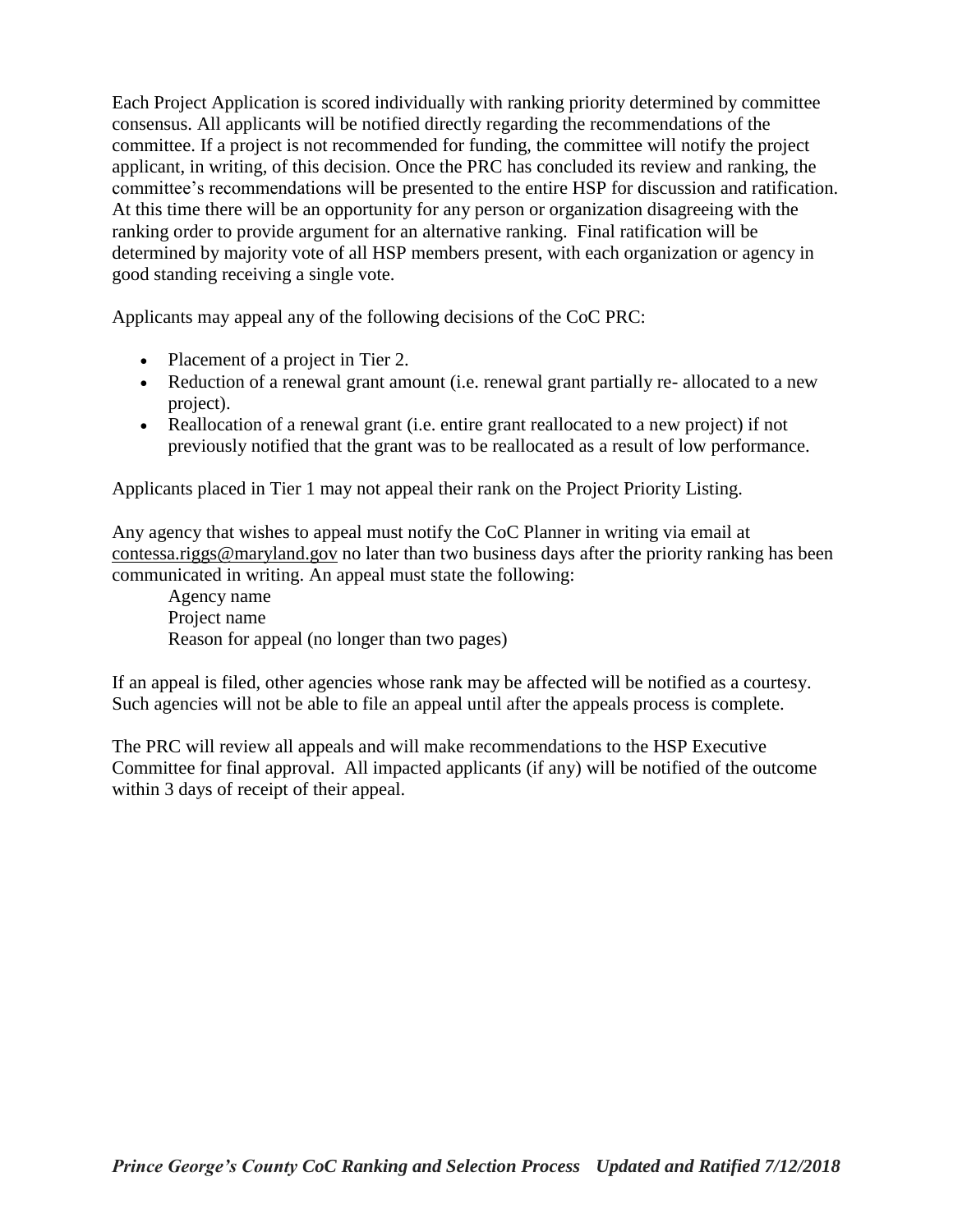Each Project Application is scored individually with ranking priority determined by committee consensus. All applicants will be notified directly regarding the recommendations of the committee. If a project is not recommended for funding, the committee will notify the project applicant, in writing, of this decision. Once the PRC has concluded its review and ranking, the committee's recommendations will be presented to the entire HSP for discussion and ratification. At this time there will be an opportunity for any person or organization disagreeing with the ranking order to provide argument for an alternative ranking. Final ratification will be determined by majority vote of all HSP members present, with each organization or agency in good standing receiving a single vote.

Applicants may appeal any of the following decisions of the CoC PRC:

- Placement of a project in Tier 2.
- Reduction of a renewal grant amount (i.e. renewal grant partially re- allocated to a new project).
- Reallocation of a renewal grant (i.e. entire grant reallocated to a new project) if not previously notified that the grant was to be reallocated as a result of low performance.

Applicants placed in Tier 1 may not appeal their rank on the Project Priority Listing.

Any agency that wishes to appeal must notify the CoC Planner in writing via email at contessa.riggs@maryland.gov no later than two business days after the priority ranking has been communicated in writing. An appeal must state the following:

Agency name
Project name
Reason for appeal (no longer than two pages)

If an appeal is filed, other agencies whose rank may be affected will be notified as a courtesy. Such agencies will not be able to file an appeal until after the appeals process is complete.

The PRC will review all appeals and will make recommendations to the HSP Executive Committee for final approval. All impacted applicants (if any) will be notified of the outcome within 3 days of receipt of their appeal.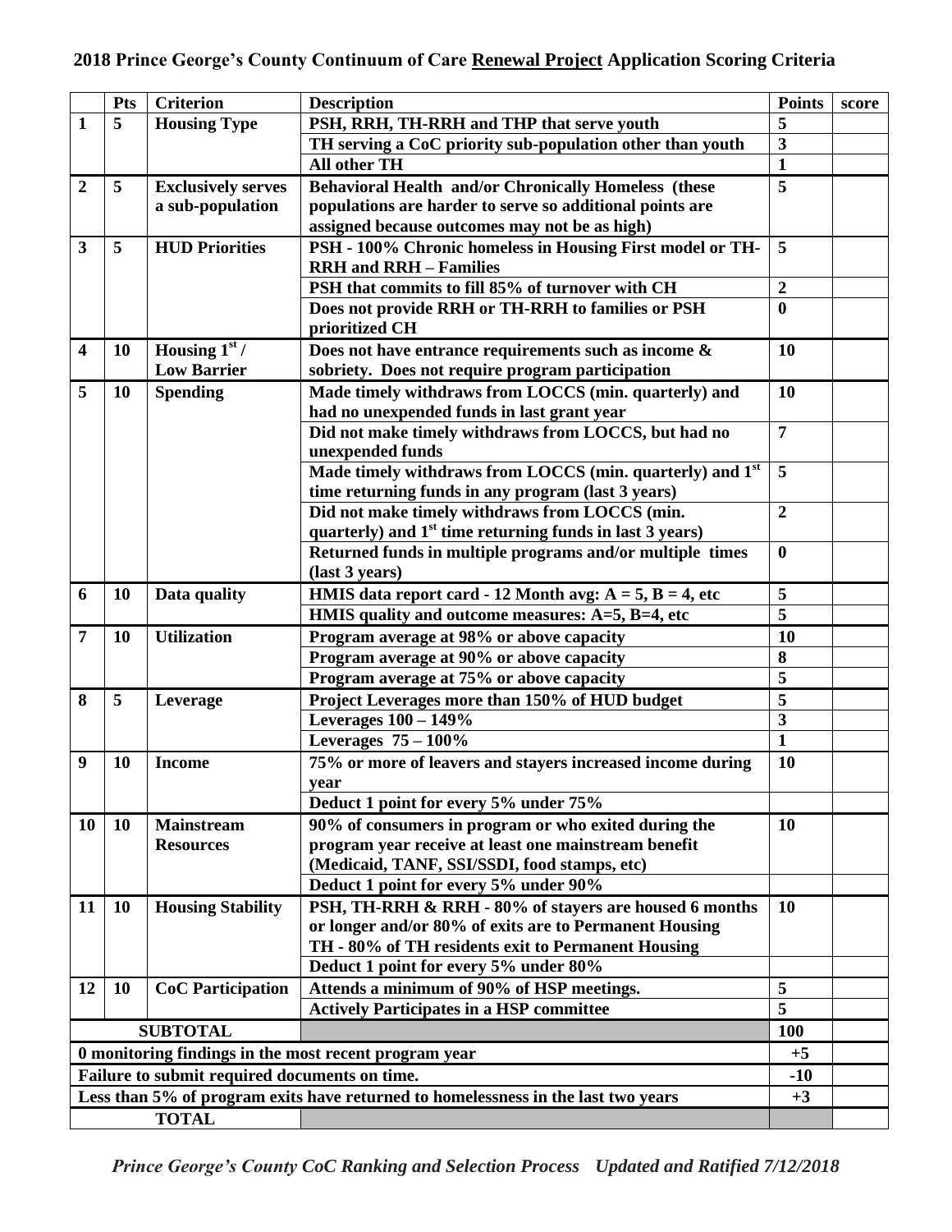## 2018 Prince George's County Continuum of Care <u>Renewal Project</u> Application Scoring Criteria

| | Pts | Criterion | Description | Points | score |
|---|---|---|---|---|---|
| 1 | 5 | Housing Type | PSH, RRH, TH-RRH and THP that serve youth | 5 | |
| | | | TH serving a CoC priority sub-population other than youth | 3 | |
| | | | All other TH | 1 | |
| 2 | 5 | Exclusively serves a sub-population | Behavioral Health and/or Chronically Homeless (these populations are harder to serve so additional points are assigned because outcomes may not be as high) | 5 | |
| 3 | 5 | HUD Priorities | PSH - 100% Chronic homeless in Housing First model or TH-RRH and RRH – Families | 5 | |
| | | | PSH that commits to fill 85% of turnover with CH | 2 | |
| | | | Does not provide RRH or TH-RRH to families or PSH prioritized CH | 0 | |
| 4 | 10 | Housing 1st / Low Barrier | Does not have entrance requirements such as income & sobriety. Does not require program participation | 10 | |
| 5 | 10 | Spending | Made timely withdraws from LOCCS (min. quarterly) and had no unexpended funds in last grant year | 10 | |
| | | | Did not make timely withdraws from LOCCS, but had no unexpended funds | 7 | |
| | | | Made timely withdraws from LOCCS (min. quarterly) and 1st time returning funds in any program (last 3 years) | 5 | |
| | | | Did not make timely withdraws from LOCCS (min. quarterly) and 1st time returning funds in last 3 years) | 2 | |
| | | | Returned funds in multiple programs and/or multiple times (last 3 years) | 0 | |
| 6 | 10 | Data quality | HMIS data report card - 12 Month avg: A = 5, B = 4, etc | 5 | |
| | | | HMIS quality and outcome measures: A=5, B=4, etc | 5 | |
| 7 | 10 | Utilization | Program average at 98% or above capacity | 10 | |
| | | | Program average at 90% or above capacity | 8 | |
| | | | Program average at 75% or above capacity | 5 | |
| 8 | 5 | Leverage | Project Leverages more than 150% of HUD budget | 5 | |
| | | | Leverages 100 – 149% | 3 | |
| | | | Leverages 75 – 100% | 1 | |
| 9 | 10 | Income | 75% or more of leavers and stayers increased income during year | 10 | |
| | | | Deduct 1 point for every 5% under 75% | | |
| 10 | 10 | Mainstream Resources | 90% of consumers in program or who exited during the program year receive at least one mainstream benefit (Medicaid, TANF, SSI/SSDI, food stamps, etc) | 10 | |
| | | | Deduct 1 point for every 5% under 90% | | |
| 11 | 10 | Housing Stability | PSH, TH-RRH & RRH - 80% of stayers are housed 6 months or longer and/or 80% of exits are to Permanent Housing TH - 80% of TH residents exit to Permanent Housing | 10 | |
| | | | Deduct 1 point for every 5% under 80% | | |
| 12 | 10 | CoC Participation | Attends a minimum of 90% of HSP meetings. | 5 | |
| | | | Actively Participates in a HSP committee | 5 | |
| SUBTOTAL | | | | 100 | |
| 0 monitoring findings in the most recent program year | | | | +5 | |
| Failure to submit required documents on time. | | | | -10 | |
| Less than 5% of program exits have returned to homelessness in the last two years | | | | +3 | |
| TOTAL | | | | | |

*Prince George's County CoC Ranking and Selection Process Updated and Ratified 7/12/2018*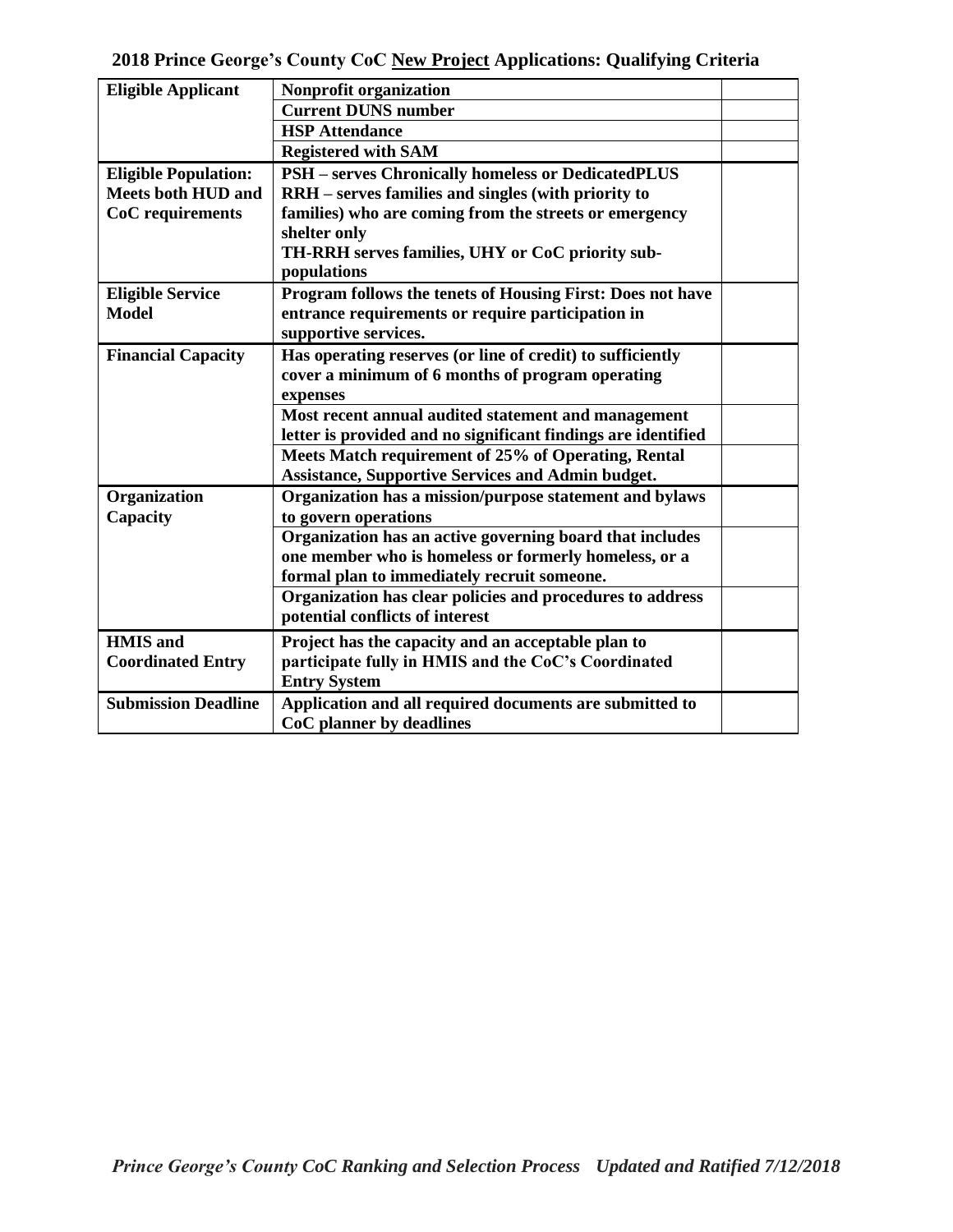# 2018 Prince George's County CoC New Project Applications: Qualifying Criteria

| | | |
|---|---|---|
| **Eligible Applicant** | **Nonprofit organization** | |
| | **Current DUNS number** | |
| | **HSP Attendance** | |
| | **Registered with SAM** | |
| **Eligible Population: Meets both HUD and CoC requirements** | **PSH – serves Chronically homeless or DedicatedPLUS RRH – serves families and singles (with priority to families) who are coming from the streets or emergency shelter only TH-RRH serves families, UHY or CoC priority sub-populations** | |
| **Eligible Service Model** | **Program follows the tenets of Housing First: Does not have entrance requirements or require participation in supportive services.** | |
| **Financial Capacity** | **Has operating reserves (or line of credit) to sufficiently cover a minimum of 6 months of program operating expenses** | |
| | **Most recent annual audited statement and management letter is provided and no significant findings are identified** | |
| | **Meets Match requirement of 25% of Operating, Rental Assistance, Supportive Services and Admin budget.** | |
| **Organization Capacity** | **Organization has a mission/purpose statement and bylaws to govern operations** | |
| | **Organization has an active governing board that includes one member who is homeless or formerly homeless, or a formal plan to immediately recruit someone.** | |
| | **Organization has clear policies and procedures to address potential conflicts of interest** | |
| **HMIS and Coordinated Entry** | **Project has the capacity and an acceptable plan to participate fully in HMIS and the CoC's Coordinated Entry System** | |
| **Submission Deadline** | **Application and all required documents are submitted to CoC planner by deadlines** | |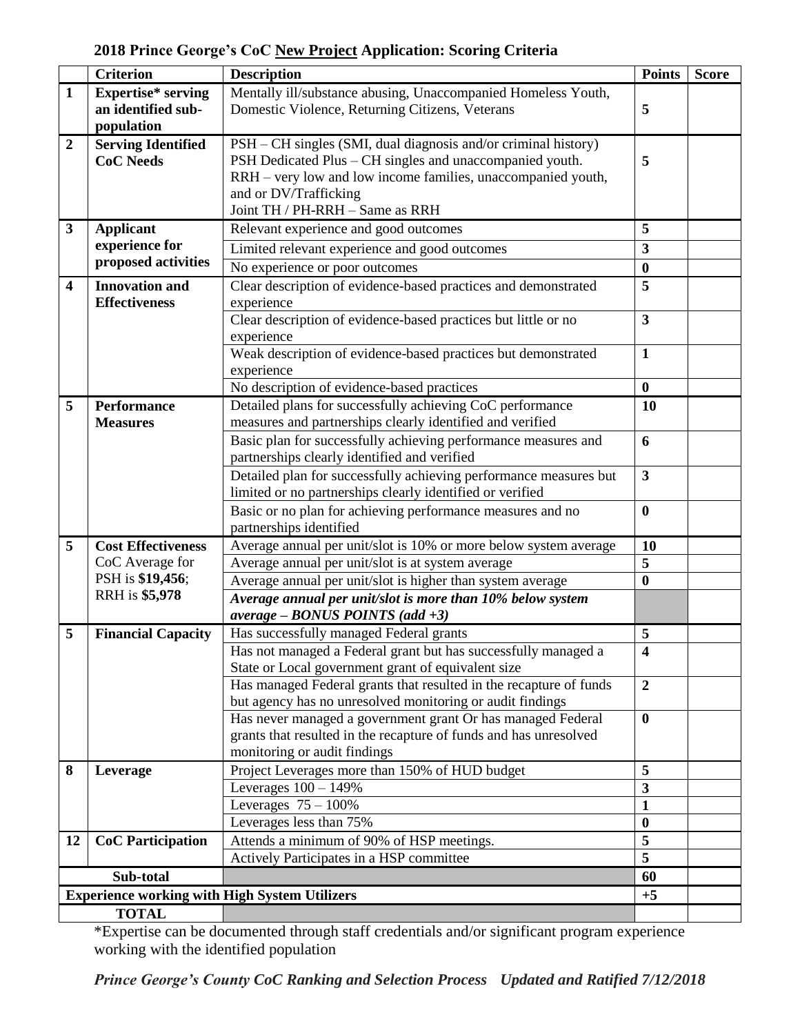## 2018 Prince George's CoC New Project Application: Scoring Criteria

| | Criterion | Description | Points | Score |
|---|---|---|---|---|
| 1 | **Expertise\* serving an identified sub-population** | Mentally ill/substance abusing, Unaccompanied Homeless Youth, Domestic Violence, Returning Citizens, Veterans | **5** | |
| 2 | **Serving Identified CoC Needs** | PSH – CH singles (SMI, dual diagnosis and/or criminal history) PSH Dedicated Plus – CH singles and unaccompanied youth. RRH – very low and low income families, unaccompanied youth, and or DV/Trafficking Joint TH / PH-RRH – Same as RRH | **5** | |
| 3 | **Applicant experience for proposed activities** | Relevant experience and good outcomes | **5** | |
| | | Limited relevant experience and good outcomes | **3** | |
| | | No experience or poor outcomes | **0** | |
| 4 | **Innovation and Effectiveness** | Clear description of evidence-based practices and demonstrated experience | **5** | |
| | | Clear description of evidence-based practices but little or no experience | **3** | |
| | | Weak description of evidence-based practices but demonstrated experience | **1** | |
| | | No description of evidence-based practices | **0** | |
| 5 | **Performance Measures** | Detailed plans for successfully achieving CoC performance measures and partnerships clearly identified and verified | **10** | |
| | | Basic plan for successfully achieving performance measures and partnerships clearly identified and verified | **6** | |
| | | Detailed plan for successfully achieving performance measures but limited or no partnerships clearly identified or verified | **3** | |
| | | Basic or no plan for achieving performance measures and no partnerships identified | **0** | |
| 5 | **Cost Effectiveness** CoC Average for PSH is **$19,456**; RRH is **$5,978** | Average annual per unit/slot is 10% or more below system average | **10** | |
| | | Average annual per unit/slot is at system average | **5** | |
| | | Average annual per unit/slot is higher than system average | **0** | |
| | | ***Average annual per unit/slot is more than 10% below system average – BONUS POINTS (add +3)*** | | |
| 5 | **Financial Capacity** | Has successfully managed Federal grants | **5** | |
| | | Has not managed a Federal grant but has successfully managed a State or Local government grant of equivalent size | **4** | |
| | | Has managed Federal grants that resulted in the recapture of funds but agency has no unresolved monitoring or audit findings | **2** | |
| | | Has never managed a government grant Or has managed Federal grants that resulted in the recapture of funds and has unresolved monitoring or audit findings | **0** | |
| 8 | **Leverage** | Project Leverages more than 150% of HUD budget | **5** | |
| | | Leverages 100 – 149% | **3** | |
| | | Leverages 75 – 100% | **1** | |
| | | Leverages less than 75% | **0** | |
| 12 | **CoC Participation** | Attends a minimum of 90% of HSP meetings. | **5** | |
| | | Actively Participates in a HSP committee | **5** | |
| **Sub-total** | | | **60** | |
| **Experience working with High System Utilizers** | | | **+5** | |
| **TOTAL** | | | | |

\*Expertise can be documented through staff credentials and/or significant program experience working with the identified population

***Prince George's County CoC Ranking and Selection Process Updated and Ratified 7/12/2018***